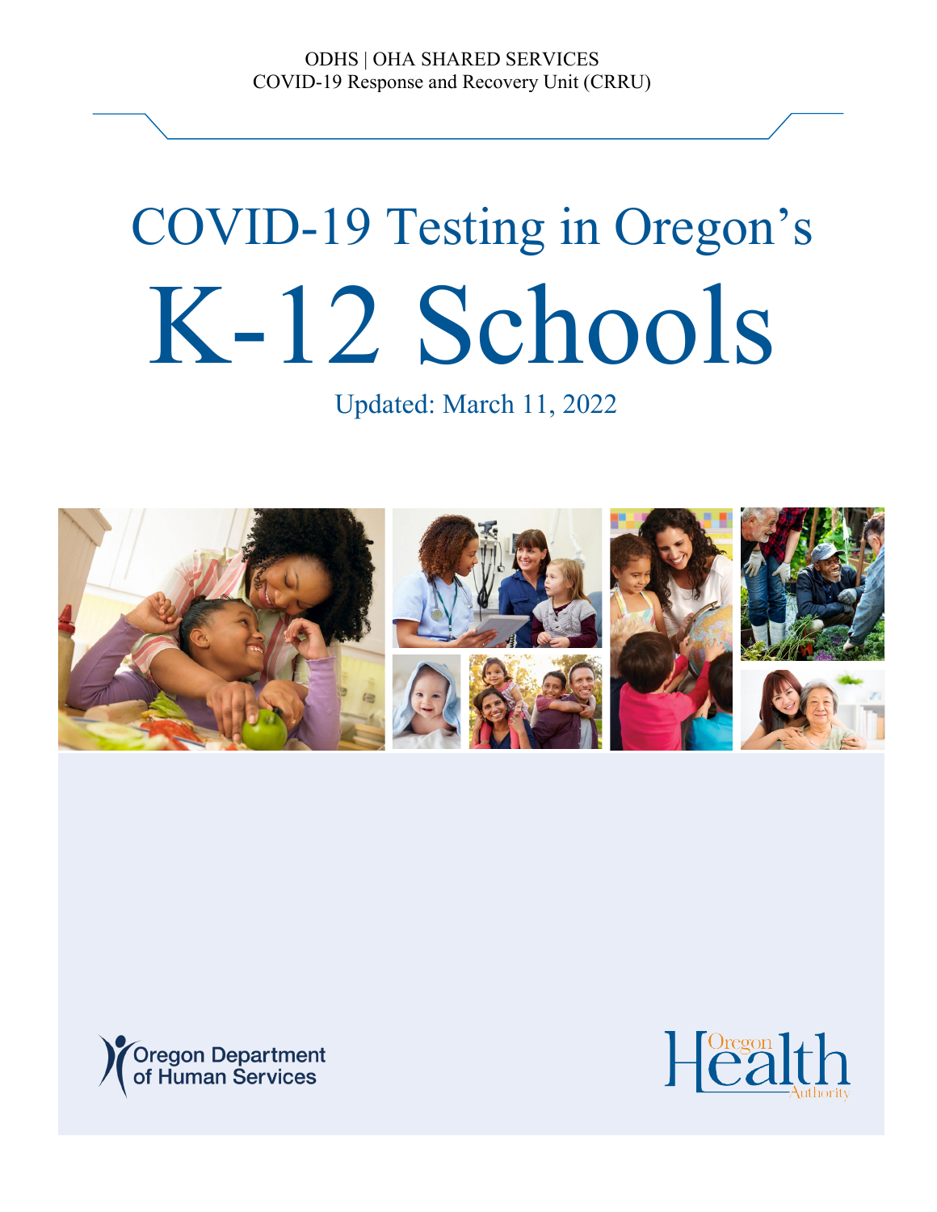ODHS | OHA SHARED SERVICES
COVID-19 Response and Recovery Unit (CRRU)

# COVID-19 Testing in Oregon's K-12 Schools

Updated: March 11, 2022

Oregon Department of Human Services

Oregon Health Authority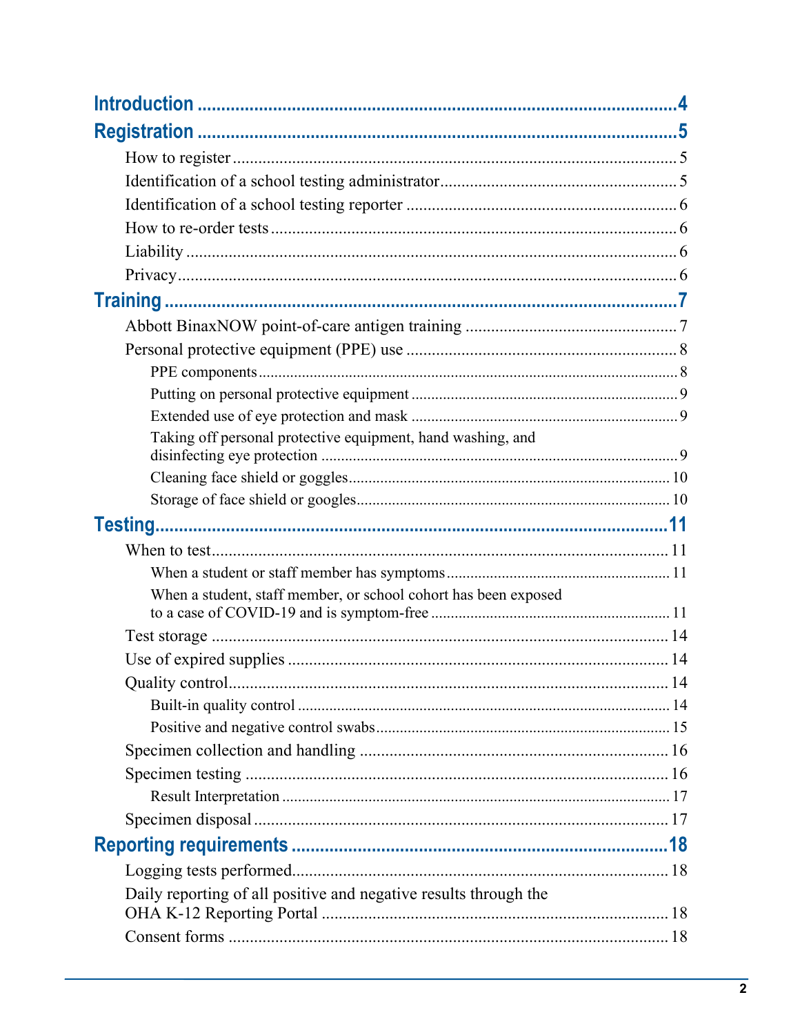- **Introduction** ... 4
- **Registration** ... 5
  - How to register ... 5
  - Identification of a school testing administrator ... 5
  - Identification of a school testing reporter ... 6
  - How to re-order tests ... 6
  - Liability ... 6
  - Privacy ... 6
- **Training** ... 7
  - Abbott BinaxNOW point-of-care antigen training ... 7
  - Personal protective equipment (PPE) use ... 8
    - PPE components ... 8
    - Putting on personal protective equipment ... 9
    - Extended use of eye protection and mask ... 9
    - Taking off personal protective equipment, hand washing, and disinfecting eye protection ... 9
    - Cleaning face shield or goggles ... 10
    - Storage of face shield or googles ... 10
- **Testing** ... 11
  - When to test ... 11
    - When a student or staff member has symptoms ... 11
    - When a student, staff member, or school cohort has been exposed to a case of COVID-19 and is symptom-free ... 11
  - Test storage ... 14
  - Use of expired supplies ... 14
  - Quality control ... 14
    - Built-in quality control ... 14
    - Positive and negative control swabs ... 15
  - Specimen collection and handling ... 16
  - Specimen testing ... 16
    - Result Interpretation ... 17
  - Specimen disposal ... 17
- **Reporting requirements** ... 18
  - Logging tests performed ... 18
  - Daily reporting of all positive and negative results through the OHA K-12 Reporting Portal ... 18
  - Consent forms ... 18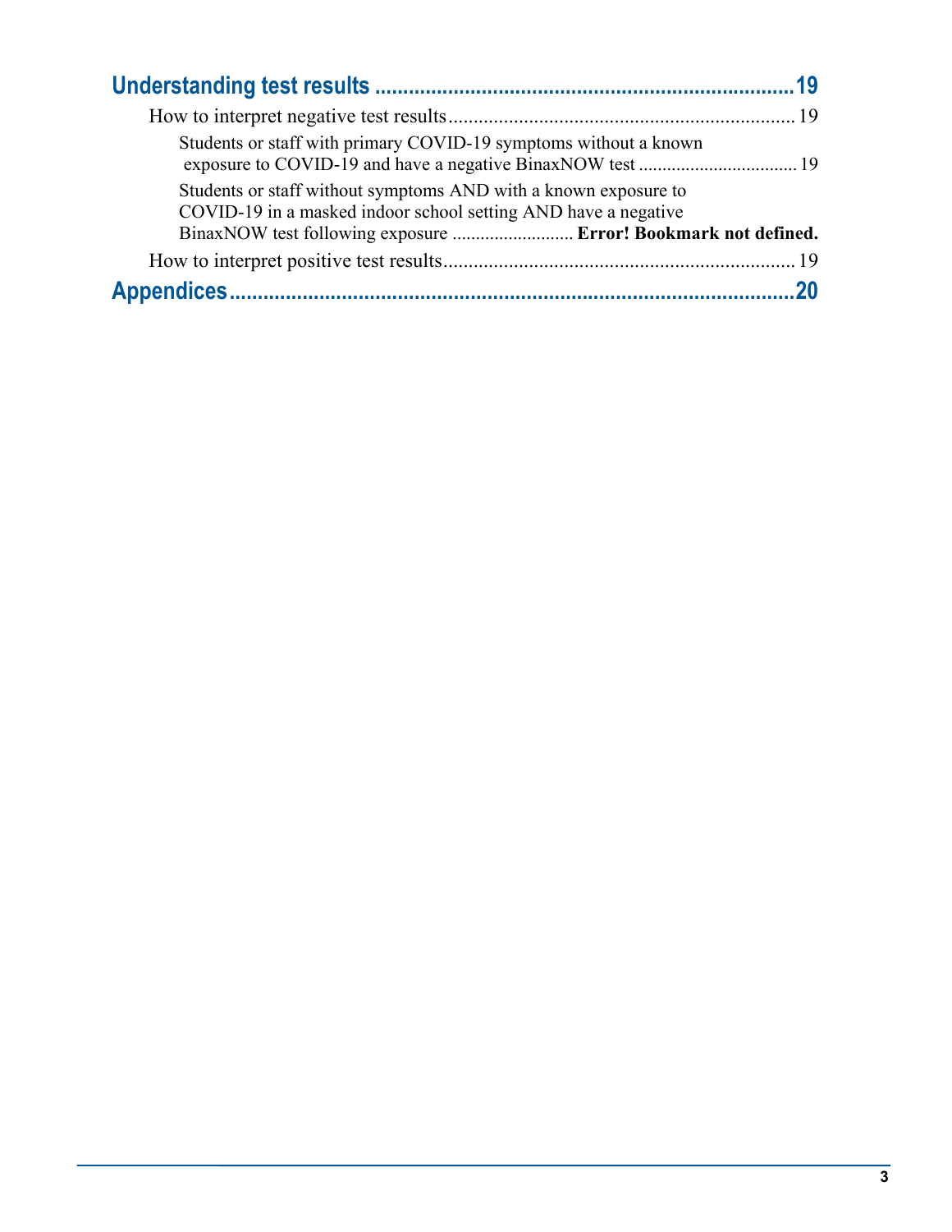**Understanding test results .......................................................................19**

How to interpret negative test results .................................................................... 19

Students or staff with primary COVID-19 symptoms without a known exposure to COVID-19 and have a negative BinaxNOW test .................................. 19

Students or staff without symptoms AND with a known exposure to COVID-19 in a masked indoor school setting AND have a negative BinaxNOW test following exposure .......................... **Error! Bookmark not defined.**

How to interpret positive test results ..................................................................... 19

**Appendices.........................................................................................................20**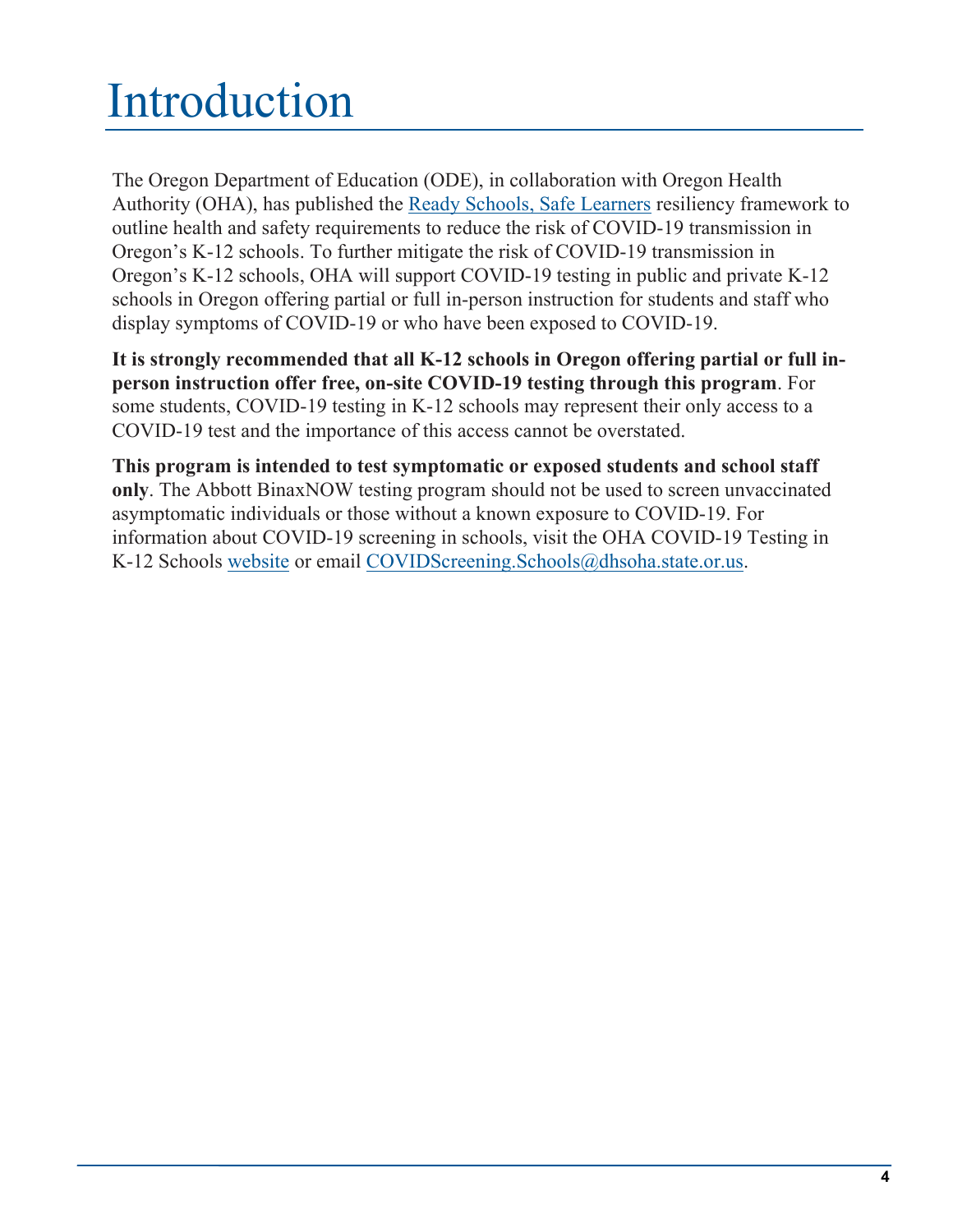# Introduction

The Oregon Department of Education (ODE), in collaboration with Oregon Health Authority (OHA), has published the [Ready Schools, Safe Learners] resiliency framework to outline health and safety requirements to reduce the risk of COVID-19 transmission in Oregon's K-12 schools. To further mitigate the risk of COVID-19 transmission in Oregon's K-12 schools, OHA will support COVID-19 testing in public and private K-12 schools in Oregon offering partial or full in-person instruction for students and staff who display symptoms of COVID-19 or who have been exposed to COVID-19.

**It is strongly recommended that all K-12 schools in Oregon offering partial or full in-person instruction offer free, on-site COVID-19 testing through this program**. For some students, COVID-19 testing in K-12 schools may represent their only access to a COVID-19 test and the importance of this access cannot be overstated.

**This program is intended to test symptomatic or exposed students and school staff only**. The Abbott BinaxNOW testing program should not be used to screen unvaccinated asymptomatic individuals or those without a known exposure to COVID-19. For information about COVID-19 screening in schools, visit the OHA COVID-19 Testing in K-12 Schools website or email COVIDScreening.Schools@dhsoha.state.or.us.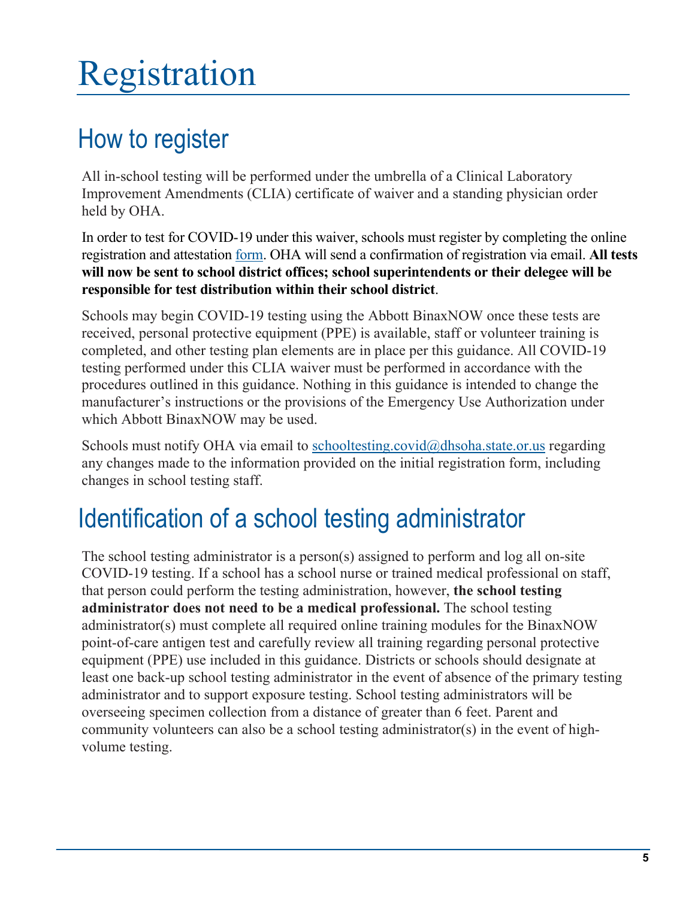# Registration

## How to register

All in-school testing will be performed under the umbrella of a Clinical Laboratory Improvement Amendments (CLIA) certificate of waiver and a standing physician order held by OHA.

In order to test for COVID-19 under this waiver, schools must register by completing the online registration and attestation form. OHA will send a confirmation of registration via email. **All tests will now be sent to school district offices; school superintendents or their delegee will be responsible for test distribution within their school district**.

Schools may begin COVID-19 testing using the Abbott BinaxNOW once these tests are received, personal protective equipment (PPE) is available, staff or volunteer training is completed, and other testing plan elements are in place per this guidance. All COVID-19 testing performed under this CLIA waiver must be performed in accordance with the procedures outlined in this guidance. Nothing in this guidance is intended to change the manufacturer's instructions or the provisions of the Emergency Use Authorization under which Abbott BinaxNOW may be used.

Schools must notify OHA via email to schooltesting.covid@dhsoha.state.or.us regarding any changes made to the information provided on the initial registration form, including changes in school testing staff.

## Identification of a school testing administrator

The school testing administrator is a person(s) assigned to perform and log all on-site COVID-19 testing. If a school has a school nurse or trained medical professional on staff, that person could perform the testing administration, however, **the school testing administrator does not need to be a medical professional.** The school testing administrator(s) must complete all required online training modules for the BinaxNOW point-of-care antigen test and carefully review all training regarding personal protective equipment (PPE) use included in this guidance. Districts or schools should designate at least one back-up school testing administrator in the event of absence of the primary testing administrator and to support exposure testing. School testing administrators will be overseeing specimen collection from a distance of greater than 6 feet. Parent and community volunteers can also be a school testing administrator(s) in the event of high-volume testing.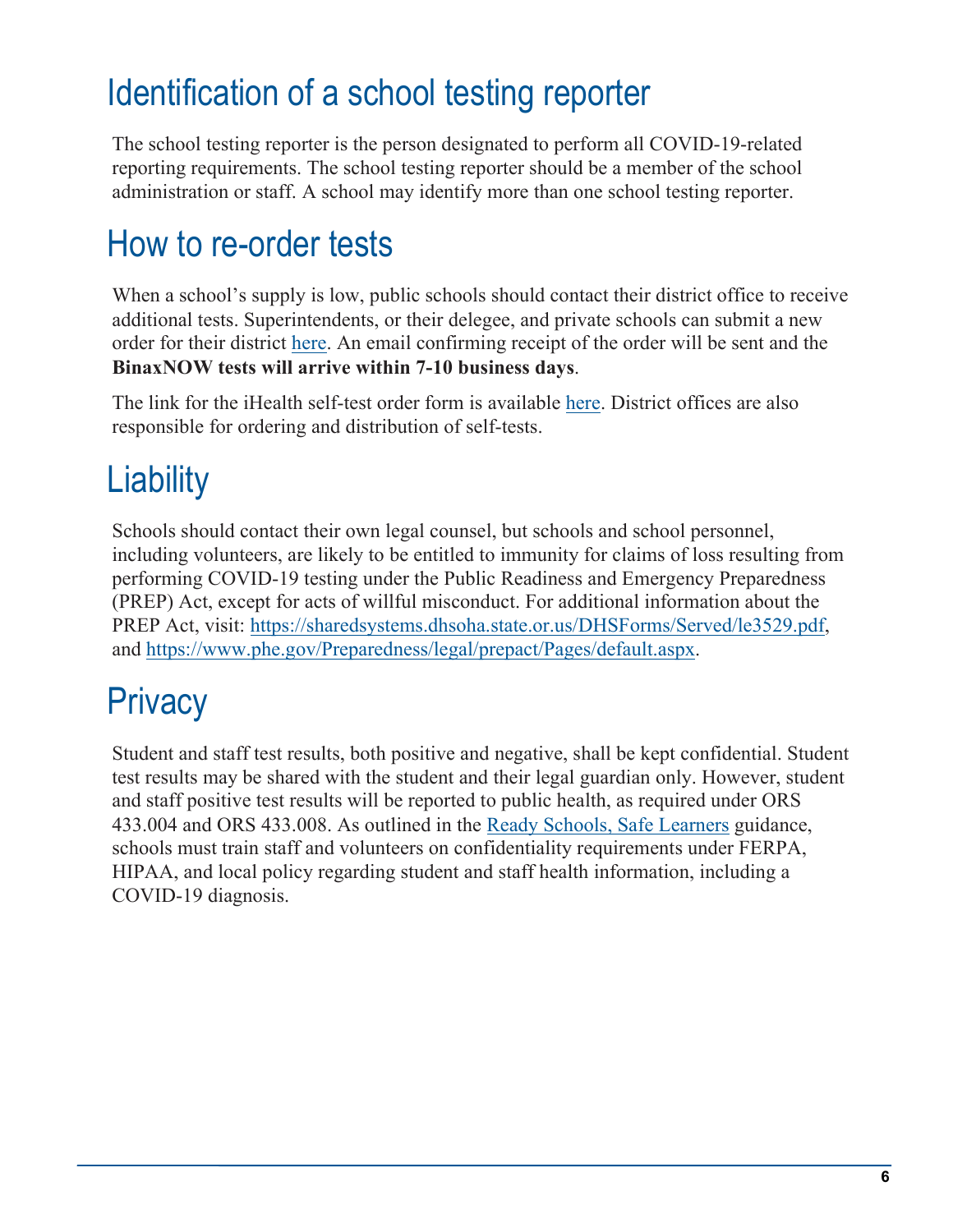# Identification of a school testing reporter

The school testing reporter is the person designated to perform all COVID-19-related reporting requirements. The school testing reporter should be a member of the school administration or staff. A school may identify more than one school testing reporter.

# How to re-order tests

When a school's supply is low, public schools should contact their district office to receive additional tests. Superintendents, or their delegee, and private schools can submit a new order for their district here. An email confirming receipt of the order will be sent and the **BinaxNOW tests will arrive within 7-10 business days**.

The link for the iHealth self-test order form is available here. District offices are also responsible for ordering and distribution of self-tests.

# Liability

Schools should contact their own legal counsel, but schools and school personnel, including volunteers, are likely to be entitled to immunity for claims of loss resulting from performing COVID-19 testing under the Public Readiness and Emergency Preparedness (PREP) Act, except for acts of willful misconduct. For additional information about the PREP Act, visit: https://sharedsystems.dhsoha.state.or.us/DHSForms/Served/le3529.pdf, and https://www.phe.gov/Preparedness/legal/prepact/Pages/default.aspx.

# Privacy

Student and staff test results, both positive and negative, shall be kept confidential. Student test results may be shared with the student and their legal guardian only. However, student and staff positive test results will be reported to public health, as required under ORS 433.004 and ORS 433.008. As outlined in the Ready Schools, Safe Learners guidance, schools must train staff and volunteers on confidentiality requirements under FERPA, HIPAA, and local policy regarding student and staff health information, including a COVID-19 diagnosis.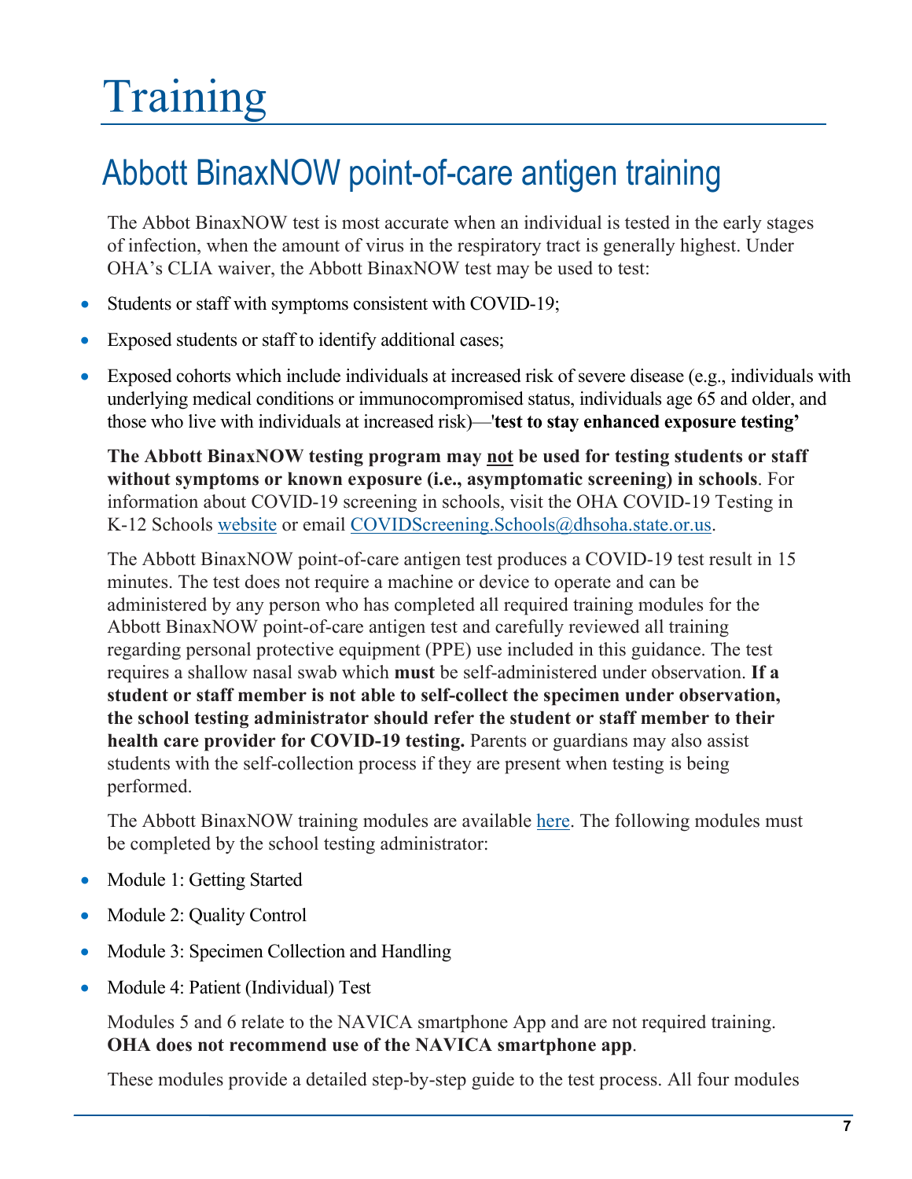# Training

## Abbott BinaxNOW point-of-care antigen training

The Abbot BinaxNOW test is most accurate when an individual is tested in the early stages of infection, when the amount of virus in the respiratory tract is generally highest. Under OHA's CLIA waiver, the Abbott BinaxNOW test may be used to test:

- Students or staff with symptoms consistent with COVID-19;
- Exposed students or staff to identify additional cases;
- Exposed cohorts which include individuals at increased risk of severe disease (e.g., individuals with underlying medical conditions or immunocompromised status, individuals age 65 and older, and those who live with individuals at increased risk)—**'test to stay enhanced exposure testing'**

**The Abbott BinaxNOW testing program may not be used for testing students or staff without symptoms or known exposure (i.e., asymptomatic screening) in schools**. For information about COVID-19 screening in schools, visit the OHA COVID-19 Testing in K-12 Schools website or email COVIDScreening.Schools@dhsoha.state.or.us.

The Abbott BinaxNOW point-of-care antigen test produces a COVID-19 test result in 15 minutes. The test does not require a machine or device to operate and can be administered by any person who has completed all required training modules for the Abbott BinaxNOW point-of-care antigen test and carefully reviewed all training regarding personal protective equipment (PPE) use included in this guidance. The test requires a shallow nasal swab which **must** be self-administered under observation. **If a student or staff member is not able to self-collect the specimen under observation, the school testing administrator should refer the student or staff member to their health care provider for COVID-19 testing.** Parents or guardians may also assist students with the self-collection process if they are present when testing is being performed.

The Abbott BinaxNOW training modules are available here. The following modules must be completed by the school testing administrator:

- Module 1: Getting Started
- Module 2: Quality Control
- Module 3: Specimen Collection and Handling
- Module 4: Patient (Individual) Test

Modules 5 and 6 relate to the NAVICA smartphone App and are not required training. **OHA does not recommend use of the NAVICA smartphone app**.

These modules provide a detailed step-by-step guide to the test process. All four modules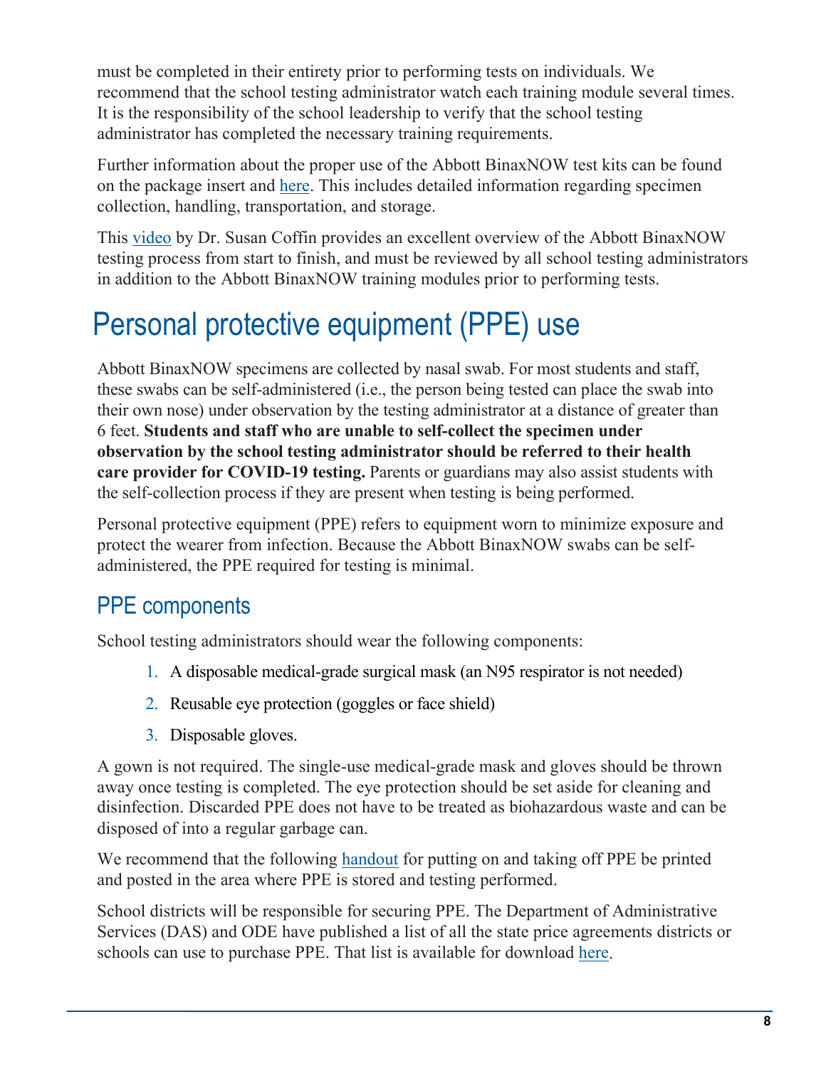must be completed in their entirety prior to performing tests on individuals. We recommend that the school testing administrator watch each training module several times. It is the responsibility of the school leadership to verify that the school testing administrator has completed the necessary training requirements.

Further information about the proper use of the Abbott BinaxNOW test kits can be found on the package insert and here. This includes detailed information regarding specimen collection, handling, transportation, and storage.

This video by Dr. Susan Coffin provides an excellent overview of the Abbott BinaxNOW testing process from start to finish, and must be reviewed by all school testing administrators in addition to the Abbott BinaxNOW training modules prior to performing tests.

# Personal protective equipment (PPE) use

Abbott BinaxNOW specimens are collected by nasal swab. For most students and staff, these swabs can be self-administered (i.e., the person being tested can place the swab into their own nose) under observation by the testing administrator at a distance of greater than 6 feet. **Students and staff who are unable to self-collect the specimen under observation by the school testing administrator should be referred to their health care provider for COVID-19 testing.** Parents or guardians may also assist students with the self-collection process if they are present when testing is being performed.

Personal protective equipment (PPE) refers to equipment worn to minimize exposure and protect the wearer from infection. Because the Abbott BinaxNOW swabs can be self-administered, the PPE required for testing is minimal.

## PPE components

School testing administrators should wear the following components:

1. A disposable medical-grade surgical mask (an N95 respirator is not needed)
2. Reusable eye protection (goggles or face shield)
3. Disposable gloves.

A gown is not required. The single-use medical-grade mask and gloves should be thrown away once testing is completed. The eye protection should be set aside for cleaning and disinfection. Discarded PPE does not have to be treated as biohazardous waste and can be disposed of into a regular garbage can.

We recommend that the following handout for putting on and taking off PPE be printed and posted in the area where PPE is stored and testing performed.

School districts will be responsible for securing PPE. The Department of Administrative Services (DAS) and ODE have published a list of all the state price agreements districts or schools can use to purchase PPE. That list is available for download here.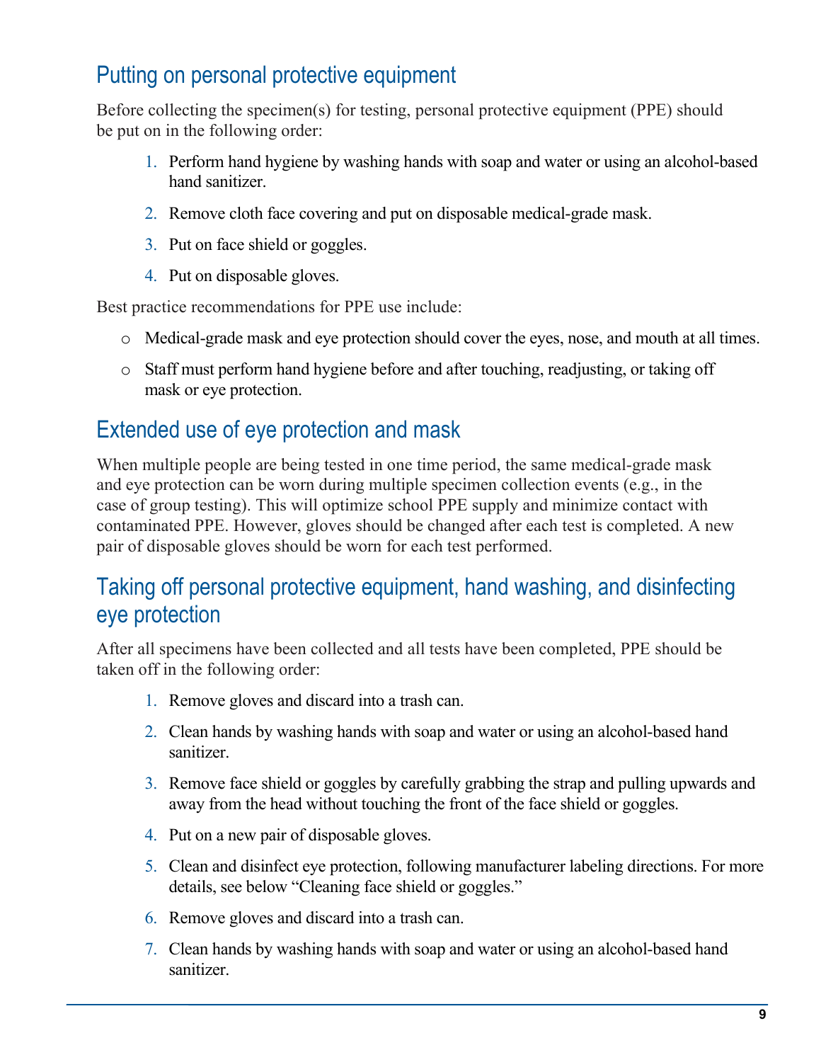## Putting on personal protective equipment

Before collecting the specimen(s) for testing, personal protective equipment (PPE) should be put on in the following order:

1. Perform hand hygiene by washing hands with soap and water or using an alcohol-based hand sanitizer.
2. Remove cloth face covering and put on disposable medical-grade mask.
3. Put on face shield or goggles.
4. Put on disposable gloves.

Best practice recommendations for PPE use include:

- Medical-grade mask and eye protection should cover the eyes, nose, and mouth at all times.
- Staff must perform hand hygiene before and after touching, readjusting, or taking off mask or eye protection.

## Extended use of eye protection and mask

When multiple people are being tested in one time period, the same medical-grade mask and eye protection can be worn during multiple specimen collection events (e.g., in the case of group testing). This will optimize school PPE supply and minimize contact with contaminated PPE. However, gloves should be changed after each test is completed. A new pair of disposable gloves should be worn for each test performed.

## Taking off personal protective equipment, hand washing, and disinfecting eye protection

After all specimens have been collected and all tests have been completed, PPE should be taken off in the following order:

1. Remove gloves and discard into a trash can.
2. Clean hands by washing hands with soap and water or using an alcohol-based hand sanitizer.
3. Remove face shield or goggles by carefully grabbing the strap and pulling upwards and away from the head without touching the front of the face shield or goggles.
4. Put on a new pair of disposable gloves.
5. Clean and disinfect eye protection, following manufacturer labeling directions. For more details, see below "Cleaning face shield or goggles."
6. Remove gloves and discard into a trash can.
7. Clean hands by washing hands with soap and water or using an alcohol-based hand sanitizer.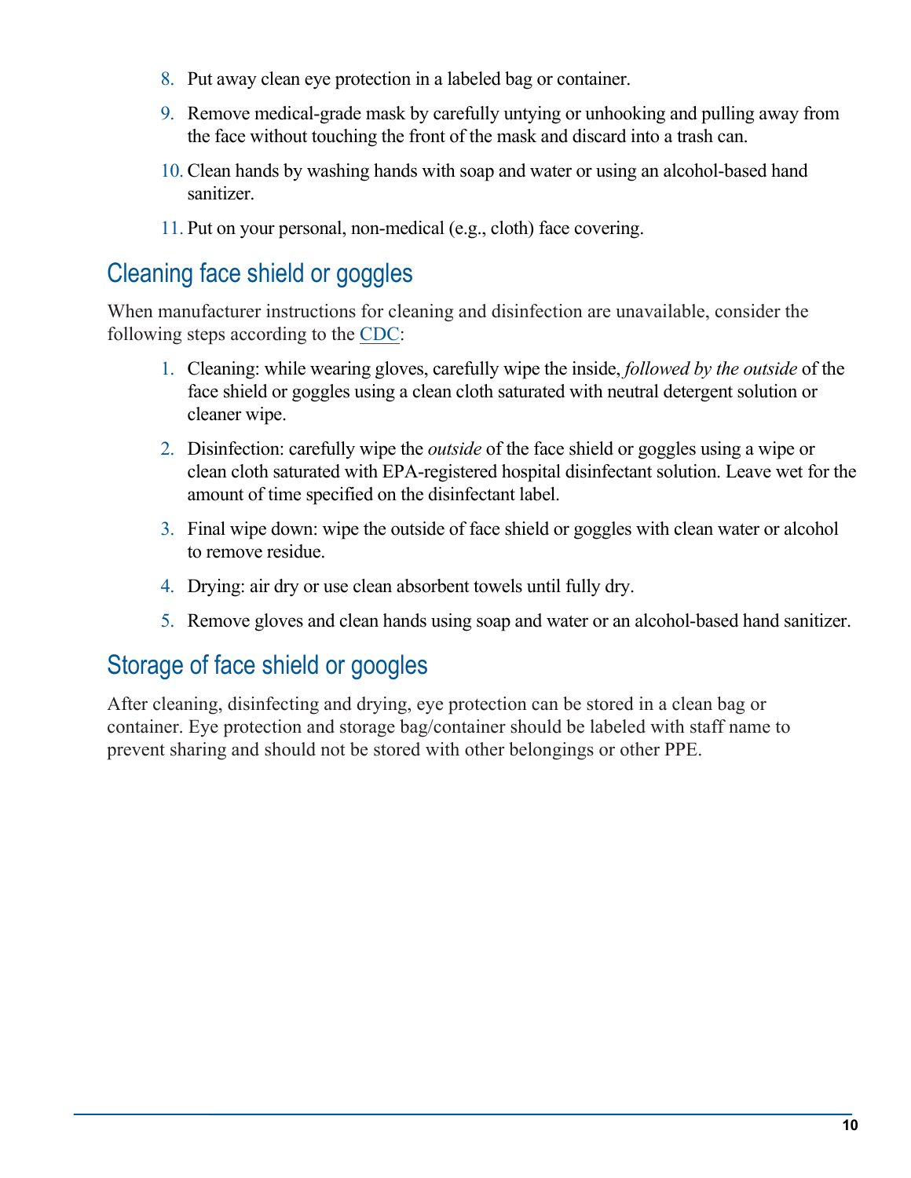8. Put away clean eye protection in a labeled bag or container.
9. Remove medical-grade mask by carefully untying or unhooking and pulling away from the face without touching the front of the mask and discard into a trash can.
10. Clean hands by washing hands with soap and water or using an alcohol-based hand sanitizer.
11. Put on your personal, non-medical (e.g., cloth) face covering.

## Cleaning face shield or goggles

When manufacturer instructions for cleaning and disinfection are unavailable, consider the following steps according to the CDC:

1. Cleaning: while wearing gloves, carefully wipe the inside, *followed by the outside* of the face shield or goggles using a clean cloth saturated with neutral detergent solution or cleaner wipe.
2. Disinfection: carefully wipe the *outside* of the face shield or goggles using a wipe or clean cloth saturated with EPA-registered hospital disinfectant solution. Leave wet for the amount of time specified on the disinfectant label.
3. Final wipe down: wipe the outside of face shield or goggles with clean water or alcohol to remove residue.
4. Drying: air dry or use clean absorbent towels until fully dry.
5. Remove gloves and clean hands using soap and water or an alcohol-based hand sanitizer.

## Storage of face shield or googles

After cleaning, disinfecting and drying, eye protection can be stored in a clean bag or container. Eye protection and storage bag/container should be labeled with staff name to prevent sharing and should not be stored with other belongings or other PPE.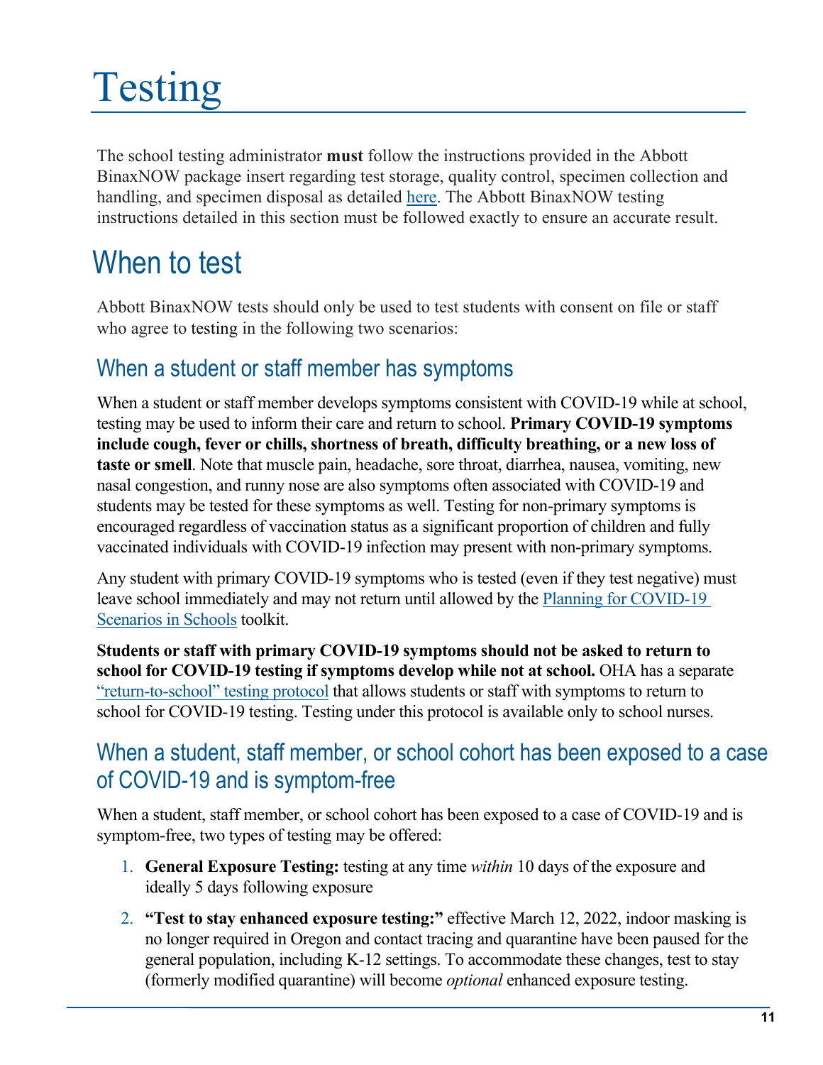# Testing

The school testing administrator **must** follow the instructions provided in the Abbott BinaxNOW package insert regarding test storage, quality control, specimen collection and handling, and specimen disposal as detailed here. The Abbott BinaxNOW testing instructions detailed in this section must be followed exactly to ensure an accurate result.

## When to test

Abbott BinaxNOW tests should only be used to test students with consent on file or staff who agree to testing in the following two scenarios:

### When a student or staff member has symptoms

When a student or staff member develops symptoms consistent with COVID-19 while at school, testing may be used to inform their care and return to school. **Primary COVID-19 symptoms include cough, fever or chills, shortness of breath, difficulty breathing, or a new loss of taste or smell**. Note that muscle pain, headache, sore throat, diarrhea, nausea, vomiting, new nasal congestion, and runny nose are also symptoms often associated with COVID-19 and students may be tested for these symptoms as well. Testing for non-primary symptoms is encouraged regardless of vaccination status as a significant proportion of children and fully vaccinated individuals with COVID-19 infection may present with non-primary symptoms.

Any student with primary COVID-19 symptoms who is tested (even if they test negative) must leave school immediately and may not return until allowed by the Planning for COVID-19 Scenarios in Schools toolkit.

**Students or staff with primary COVID-19 symptoms should not be asked to return to school for COVID-19 testing if symptoms develop while not at school.** OHA has a separate "return-to-school" testing protocol that allows students or staff with symptoms to return to school for COVID-19 testing. Testing under this protocol is available only to school nurses.

### When a student, staff member, or school cohort has been exposed to a case of COVID-19 and is symptom-free

When a student, staff member, or school cohort has been exposed to a case of COVID-19 and is symptom-free, two types of testing may be offered:

1. **General Exposure Testing:** testing at any time *within* 10 days of the exposure and ideally 5 days following exposure
2. **"Test to stay enhanced exposure testing:"** effective March 12, 2022, indoor masking is no longer required in Oregon and contact tracing and quarantine have been paused for the general population, including K-12 settings. To accommodate these changes, test to stay (formerly modified quarantine) will become *optional* enhanced exposure testing.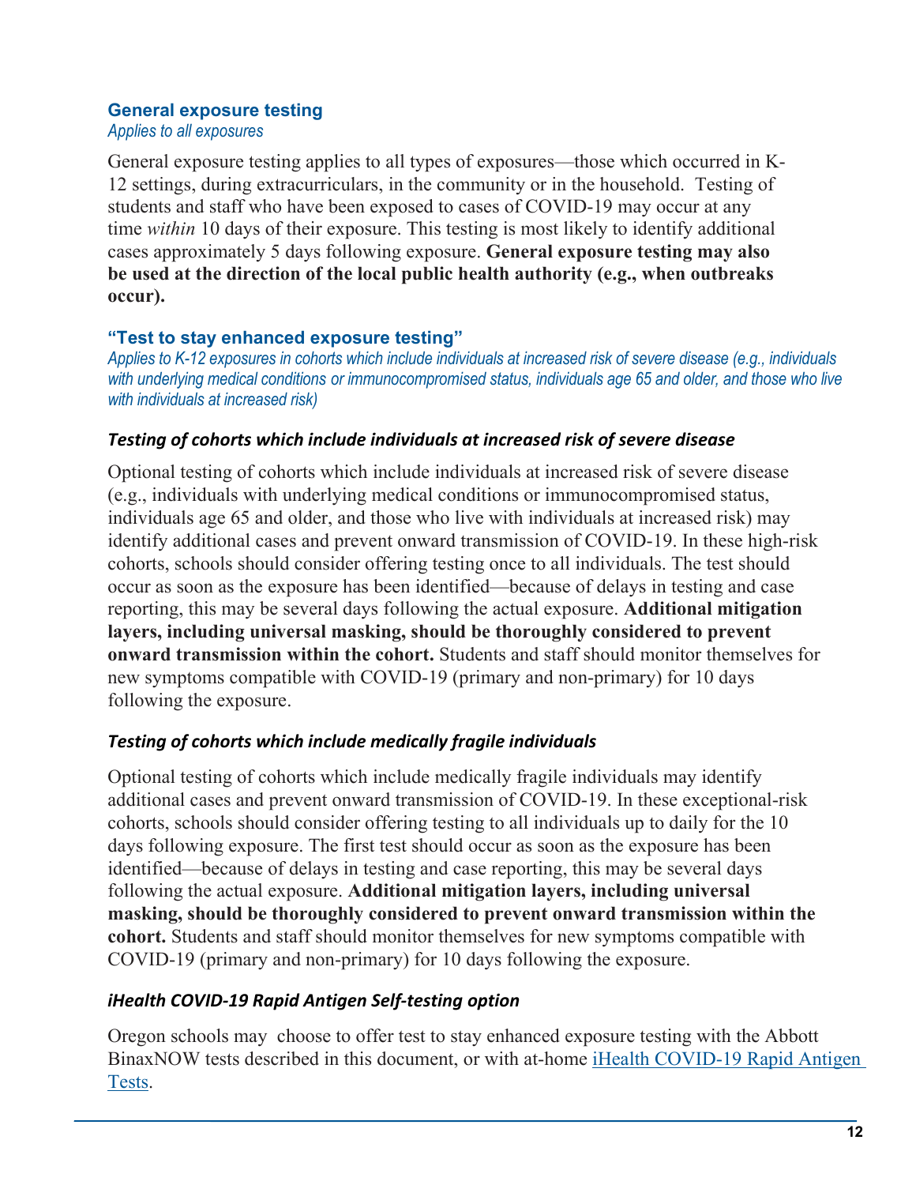### General exposure testing

*Applies to all exposures*

General exposure testing applies to all types of exposures—those which occurred in K-12 settings, during extracurriculars, in the community or in the household. Testing of students and staff who have been exposed to cases of COVID-19 may occur at any time *within* 10 days of their exposure. This testing is most likely to identify additional cases approximately 5 days following exposure. **General exposure testing may also be used at the direction of the local public health authority (e.g., when outbreaks occur).**

### "Test to stay enhanced exposure testing"

*Applies to K-12 exposures in cohorts which include individuals at increased risk of severe disease (e.g., individuals with underlying medical conditions or immunocompromised status, individuals age 65 and older, and those who live with individuals at increased risk)*

#### *Testing of cohorts which include individuals at increased risk of severe disease*

Optional testing of cohorts which include individuals at increased risk of severe disease (e.g., individuals with underlying medical conditions or immunocompromised status, individuals age 65 and older, and those who live with individuals at increased risk) may identify additional cases and prevent onward transmission of COVID-19. In these high-risk cohorts, schools should consider offering testing once to all individuals. The test should occur as soon as the exposure has been identified—because of delays in testing and case reporting, this may be several days following the actual exposure. **Additional mitigation layers, including universal masking, should be thoroughly considered to prevent onward transmission within the cohort.** Students and staff should monitor themselves for new symptoms compatible with COVID-19 (primary and non-primary) for 10 days following the exposure.

#### *Testing of cohorts which include medically fragile individuals*

Optional testing of cohorts which include medically fragile individuals may identify additional cases and prevent onward transmission of COVID-19. In these exceptional-risk cohorts, schools should consider offering testing to all individuals up to daily for the 10 days following exposure. The first test should occur as soon as the exposure has been identified—because of delays in testing and case reporting, this may be several days following the actual exposure. **Additional mitigation layers, including universal masking, should be thoroughly considered to prevent onward transmission within the cohort.** Students and staff should monitor themselves for new symptoms compatible with COVID-19 (primary and non-primary) for 10 days following the exposure.

#### *iHealth COVID-19 Rapid Antigen Self-testing option*

Oregon schools may choose to offer test to stay enhanced exposure testing with the Abbott BinaxNOW tests described in this document, or with at-home iHealth COVID-19 Rapid Antigen Tests.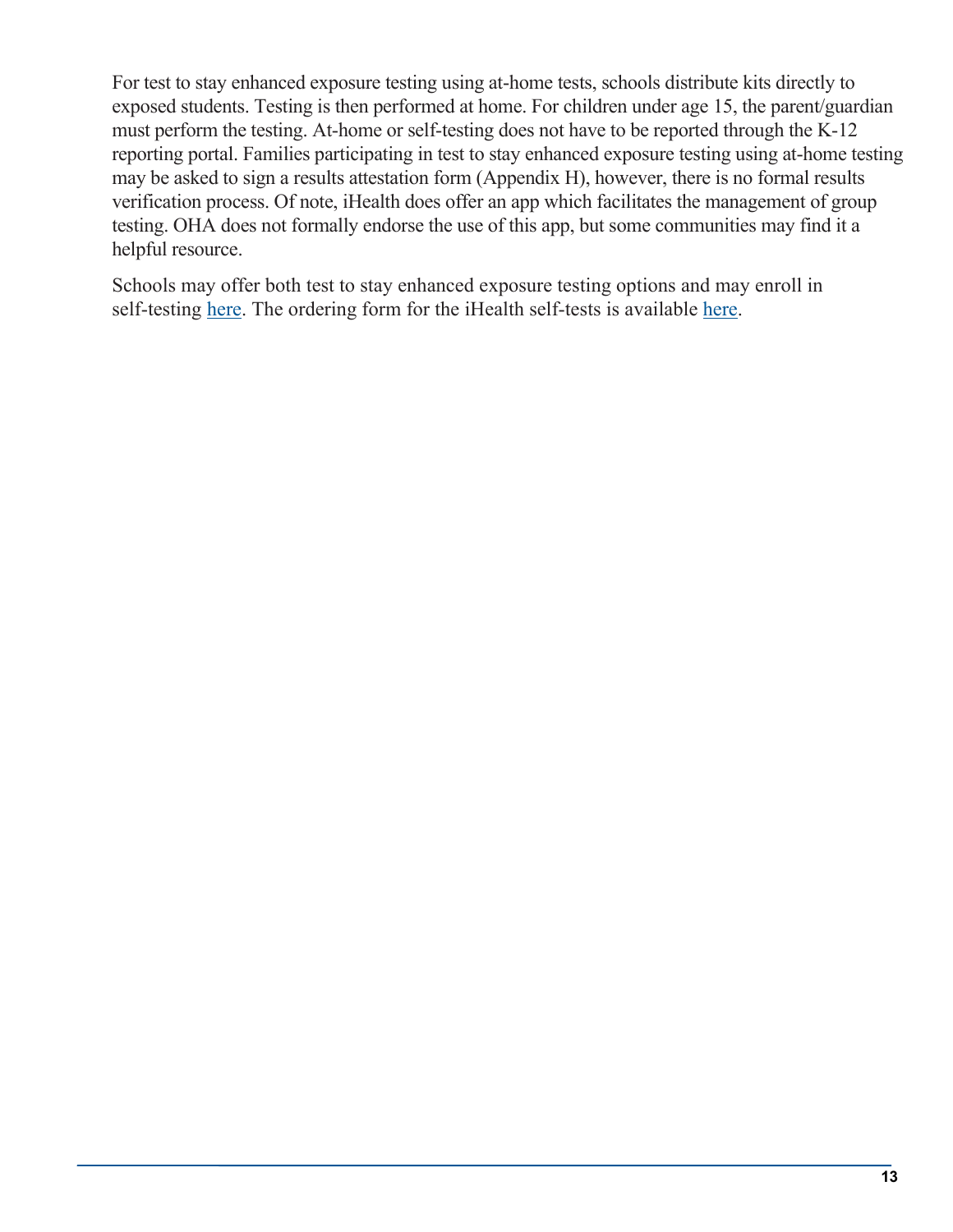For test to stay enhanced exposure testing using at-home tests, schools distribute kits directly to exposed students. Testing is then performed at home. For children under age 15, the parent/guardian must perform the testing. At-home or self-testing does not have to be reported through the K-12 reporting portal. Families participating in test to stay enhanced exposure testing using at-home testing may be asked to sign a results attestation form (Appendix H), however, there is no formal results verification process. Of note, iHealth does offer an app which facilitates the management of group testing. OHA does not formally endorse the use of this app, but some communities may find it a helpful resource.

Schools may offer both test to stay enhanced exposure testing options and may enroll in self-testing here. The ordering form for the iHealth self-tests is available here.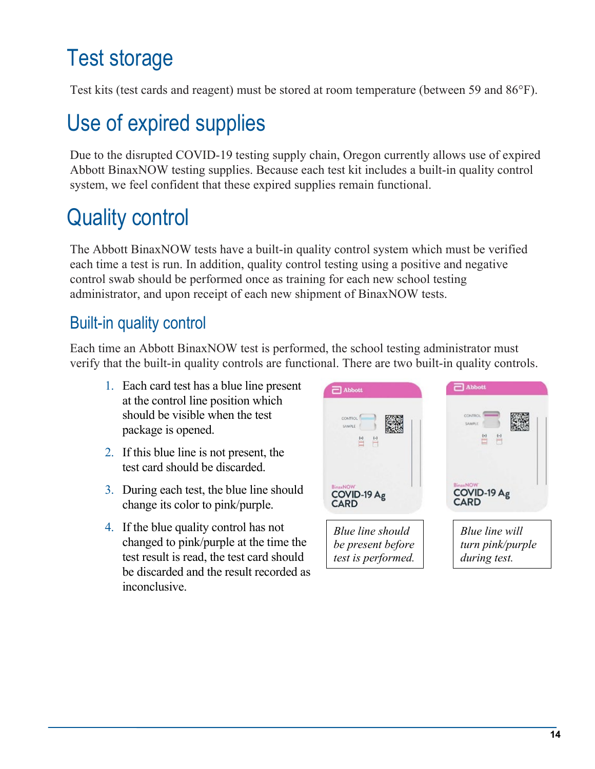# Test storage

Test kits (test cards and reagent) must be stored at room temperature (between 59 and 86°F).

# Use of expired supplies

Due to the disrupted COVID-19 testing supply chain, Oregon currently allows use of expired Abbott BinaxNOW testing supplies. Because each test kit includes a built-in quality control system, we feel confident that these expired supplies remain functional.

# Quality control

The Abbott BinaxNOW tests have a built-in quality control system which must be verified each time a test is run. In addition, quality control testing using a positive and negative control swab should be performed once as training for each new school testing administrator, and upon receipt of each new shipment of BinaxNOW tests.

## Built-in quality control

Each time an Abbott BinaxNOW test is performed, the school testing administrator must verify that the built-in quality controls are functional. There are two built-in quality controls.

1. Each card test has a blue line present at the control line position which should be visible when the test package is opened.
2. If this blue line is not present, the test card should be discarded.
3. During each test, the blue line should change its color to pink/purple.
4. If the blue quality control has not changed to pink/purple at the time the test result is read, the test card should be discarded and the result recorded as inconclusive.

*Blue line should be present before test is performed.*

*Blue line will turn pink/purple during test.*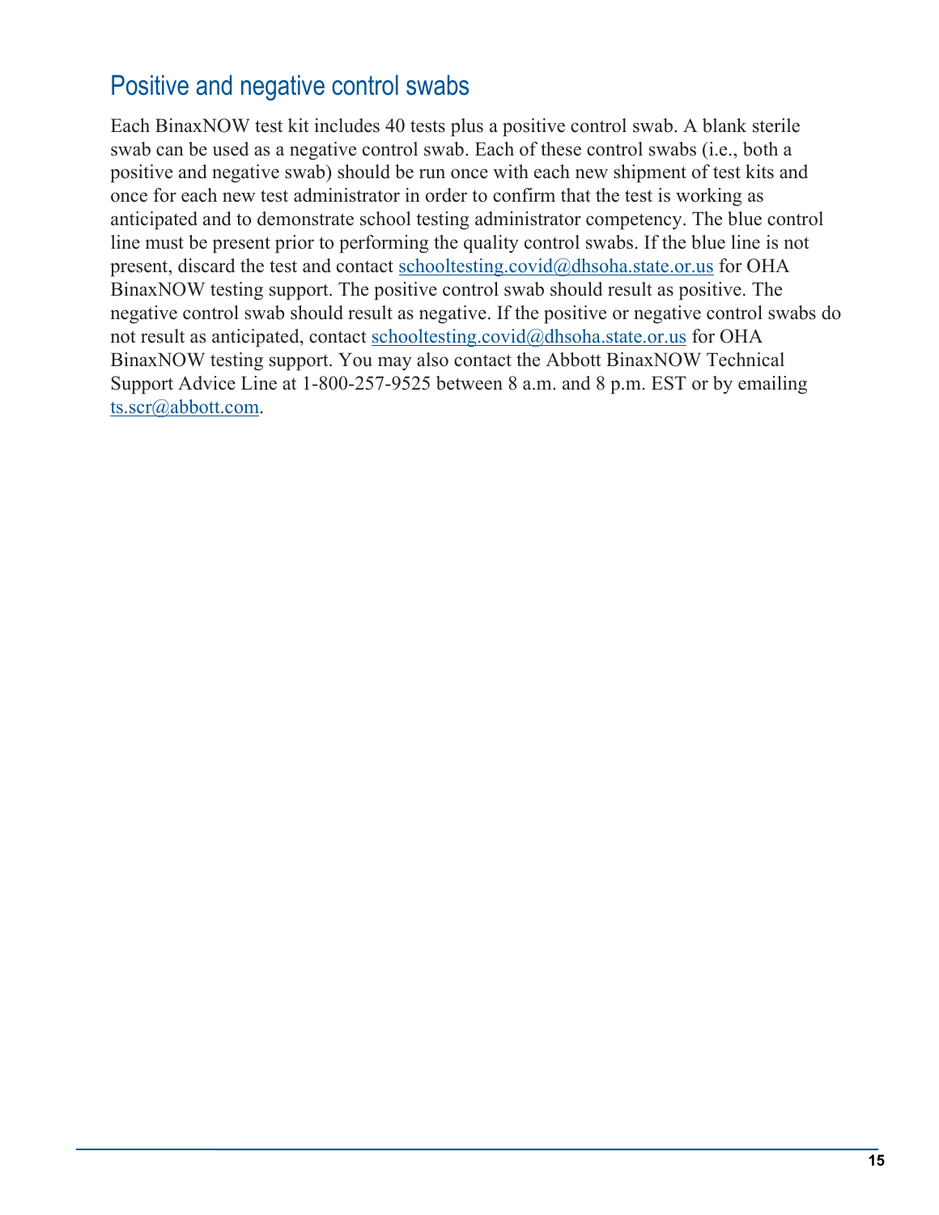## Positive and negative control swabs

Each BinaxNOW test kit includes 40 tests plus a positive control swab. A blank sterile swab can be used as a negative control swab. Each of these control swabs (i.e., both a positive and negative swab) should be run once with each new shipment of test kits and once for each new test administrator in order to confirm that the test is working as anticipated and to demonstrate school testing administrator competency. The blue control line must be present prior to performing the quality control swabs. If the blue line is not present, discard the test and contact schooltesting.covid@dhsoha.state.or.us for OHA BinaxNOW testing support. The positive control swab should result as positive. The negative control swab should result as negative. If the positive or negative control swabs do not result as anticipated, contact schooltesting.covid@dhsoha.state.or.us for OHA BinaxNOW testing support. You may also contact the Abbott BinaxNOW Technical Support Advice Line at 1-800-257-9525 between 8 a.m. and 8 p.m. EST or by emailing ts.scr@abbott.com.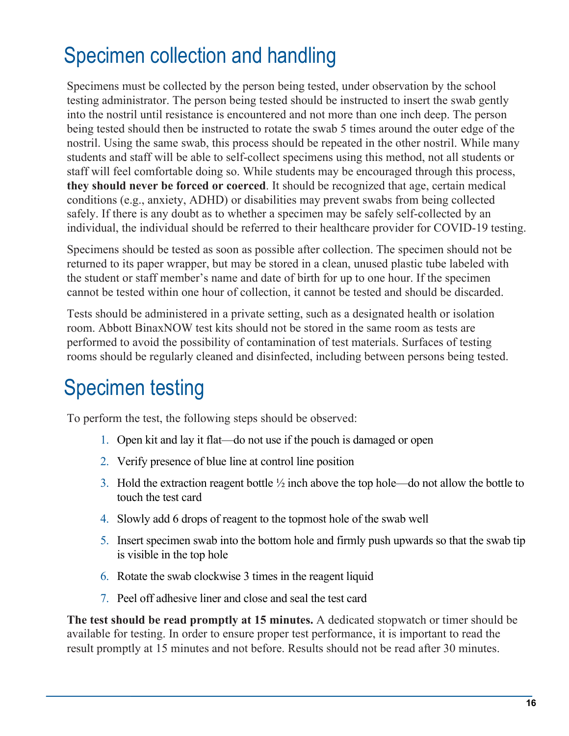# Specimen collection and handling

Specimens must be collected by the person being tested, under observation by the school testing administrator. The person being tested should be instructed to insert the swab gently into the nostril until resistance is encountered and not more than one inch deep. The person being tested should then be instructed to rotate the swab 5 times around the outer edge of the nostril. Using the same swab, this process should be repeated in the other nostril. While many students and staff will be able to self-collect specimens using this method, not all students or staff will feel comfortable doing so. While students may be encouraged through this process, **they should never be forced or coerced**. It should be recognized that age, certain medical conditions (e.g., anxiety, ADHD) or disabilities may prevent swabs from being collected safely. If there is any doubt as to whether a specimen may be safely self-collected by an individual, the individual should be referred to their healthcare provider for COVID-19 testing.

Specimens should be tested as soon as possible after collection. The specimen should not be returned to its paper wrapper, but may be stored in a clean, unused plastic tube labeled with the student or staff member's name and date of birth for up to one hour. If the specimen cannot be tested within one hour of collection, it cannot be tested and should be discarded.

Tests should be administered in a private setting, such as a designated health or isolation room. Abbott BinaxNOW test kits should not be stored in the same room as tests are performed to avoid the possibility of contamination of test materials. Surfaces of testing rooms should be regularly cleaned and disinfected, including between persons being tested.

# Specimen testing

To perform the test, the following steps should be observed:

1. Open kit and lay it flat—do not use if the pouch is damaged or open
2. Verify presence of blue line at control line position
3. Hold the extraction reagent bottle ½ inch above the top hole—do not allow the bottle to touch the test card
4. Slowly add 6 drops of reagent to the topmost hole of the swab well
5. Insert specimen swab into the bottom hole and firmly push upwards so that the swab tip is visible in the top hole
6. Rotate the swab clockwise 3 times in the reagent liquid
7. Peel off adhesive liner and close and seal the test card

**The test should be read promptly at 15 minutes.** A dedicated stopwatch or timer should be available for testing. In order to ensure proper test performance, it is important to read the result promptly at 15 minutes and not before. Results should not be read after 30 minutes.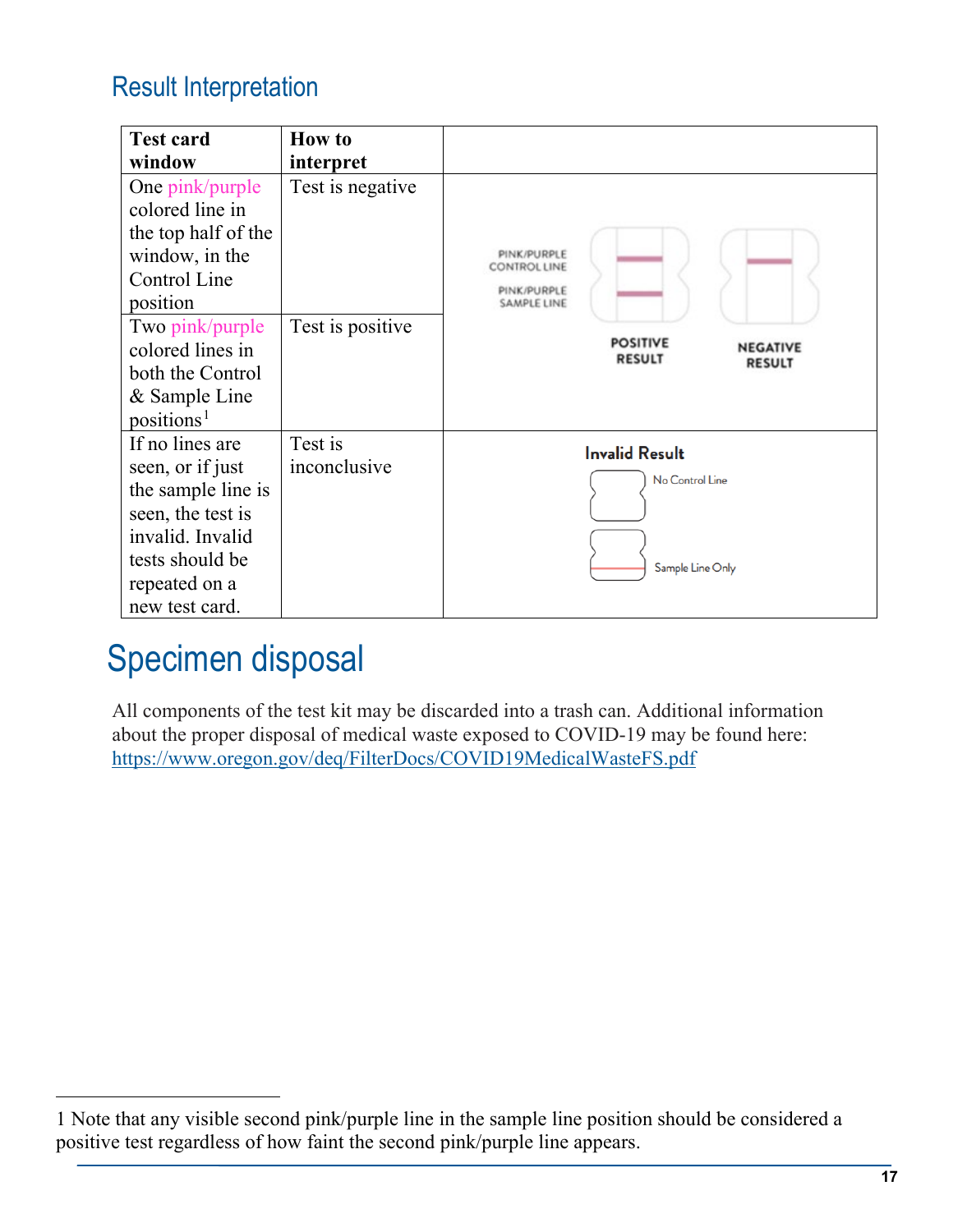## Result Interpretation

| Test card window | How to interpret | |
|---|---|---|
| One pink/purple colored line in the top half of the window, in the Control Line position | Test is negative | PINK/PURPLE CONTROL LINE<br>PINK/PURPLE SAMPLE LINE<br>POSITIVE RESULT<br>NEGATIVE RESULT |
| Two pink/purple colored lines in both the Control & Sample Line positions[1] | Test is positive | |
| If no lines are seen, or if just the sample line is seen, the test is invalid. Invalid tests should be repeated on a new test card. | Test is inconclusive | Invalid Result<br>No Control Line<br>Sample Line Only |

# Specimen disposal

All components of the test kit may be discarded into a trash can. Additional information about the proper disposal of medical waste exposed to COVID-19 may be found here: https://www.oregon.gov/deq/FilterDocs/COVID19MedicalWasteFS.pdf

---

1 Note that any visible second pink/purple line in the sample line position should be considered a positive test regardless of how faint the second pink/purple line appears.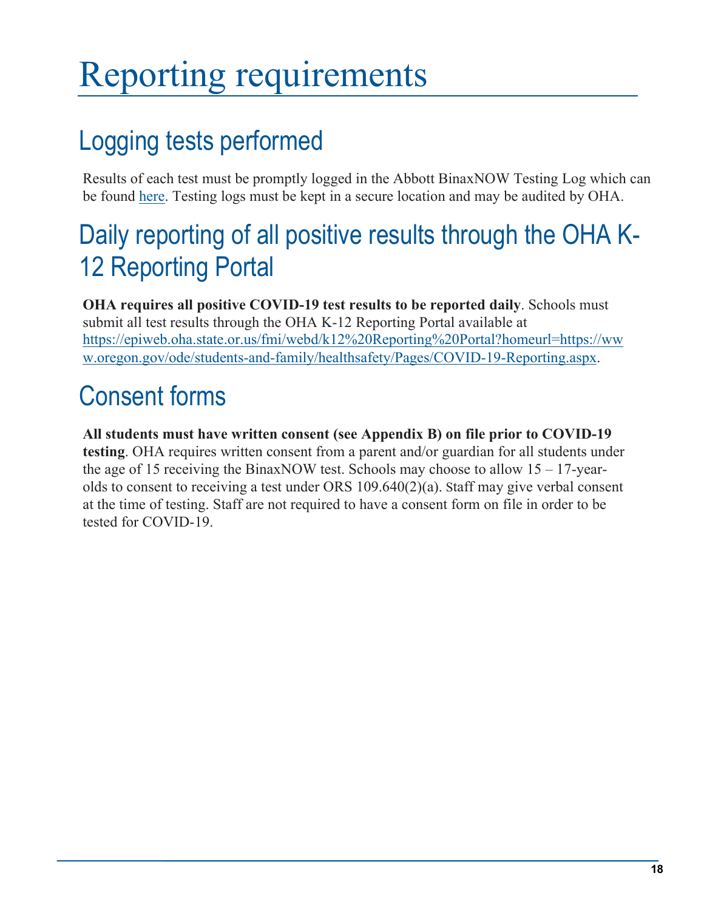# Reporting requirements

## Logging tests performed

Results of each test must be promptly logged in the Abbott BinaxNOW Testing Log which can be found [here](). Testing logs must be kept in a secure location and may be audited by OHA.

## Daily reporting of all positive results through the OHA K-12 Reporting Portal

**OHA requires all positive COVID-19 test results to be reported daily**. Schools must submit all test results through the OHA K-12 Reporting Portal available at https://epiweb.oha.state.or.us/fmi/webd/k12%20Reporting%20Portal?homeurl=https://www.oregon.gov/ode/students-and-family/healthsafety/Pages/COVID-19-Reporting.aspx.

## Consent forms

**All students must have written consent (see Appendix B) on file prior to COVID-19 testing**. OHA requires written consent from a parent and/or guardian for all students under the age of 15 receiving the BinaxNOW test. Schools may choose to allow 15 – 17-year-olds to consent to receiving a test under ORS 109.640(2)(a). Staff may give verbal consent at the time of testing. Staff are not required to have a consent form on file in order to be tested for COVID-19.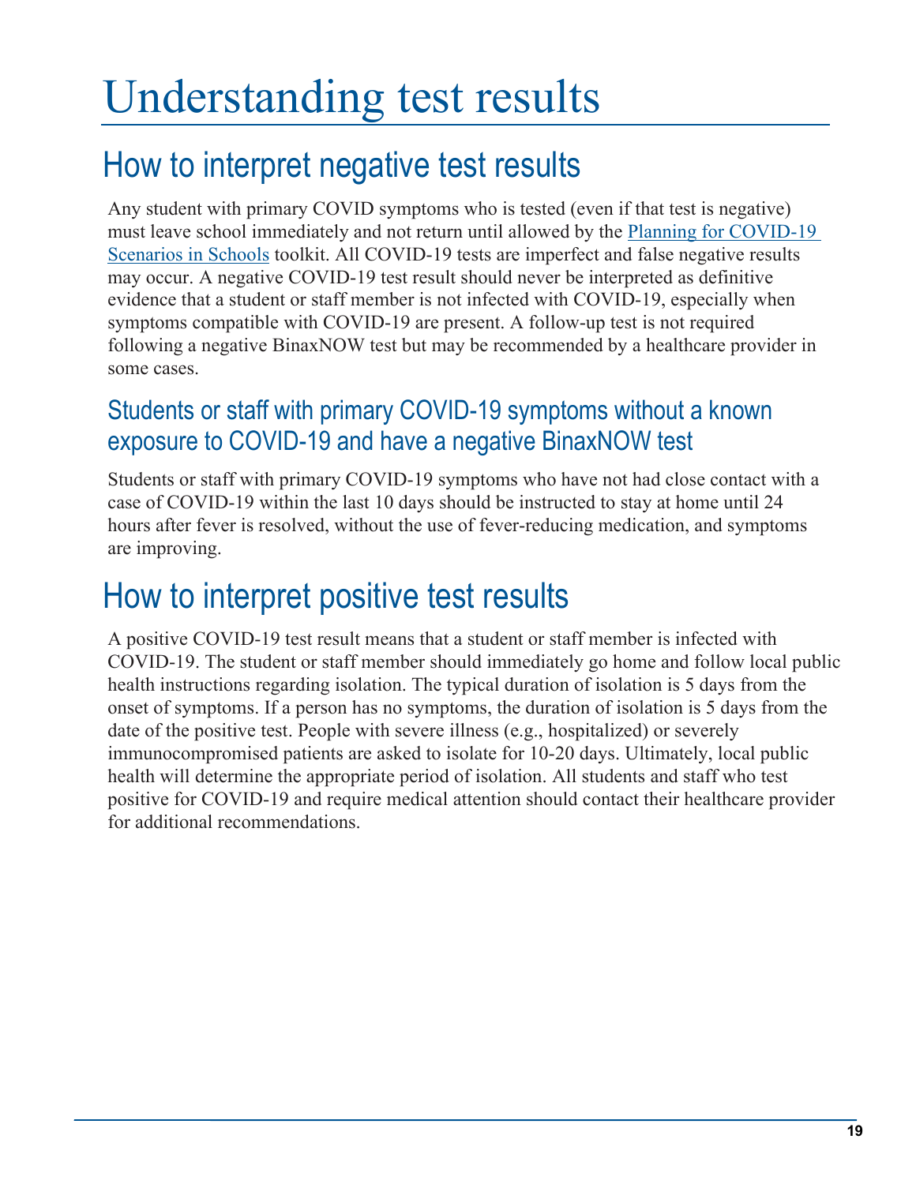# Understanding test results

## How to interpret negative test results

Any student with primary COVID symptoms who is tested (even if that test is negative) must leave school immediately and not return until allowed by the [Planning for COVID-19 Scenarios in Schools]() toolkit. All COVID-19 tests are imperfect and false negative results may occur. A negative COVID-19 test result should never be interpreted as definitive evidence that a student or staff member is not infected with COVID-19, especially when symptoms compatible with COVID-19 are present. A follow-up test is not required following a negative BinaxNOW test but may be recommended by a healthcare provider in some cases.

### Students or staff with primary COVID-19 symptoms without a known exposure to COVID-19 and have a negative BinaxNOW test

Students or staff with primary COVID-19 symptoms who have not had close contact with a case of COVID-19 within the last 10 days should be instructed to stay at home until 24 hours after fever is resolved, without the use of fever-reducing medication, and symptoms are improving.

## How to interpret positive test results

A positive COVID-19 test result means that a student or staff member is infected with COVID-19. The student or staff member should immediately go home and follow local public health instructions regarding isolation. The typical duration of isolation is 5 days from the onset of symptoms. If a person has no symptoms, the duration of isolation is 5 days from the date of the positive test. People with severe illness (e.g., hospitalized) or severely immunocompromised patients are asked to isolate for 10-20 days. Ultimately, local public health will determine the appropriate period of isolation. All students and staff who test positive for COVID-19 and require medical attention should contact their healthcare provider for additional recommendations.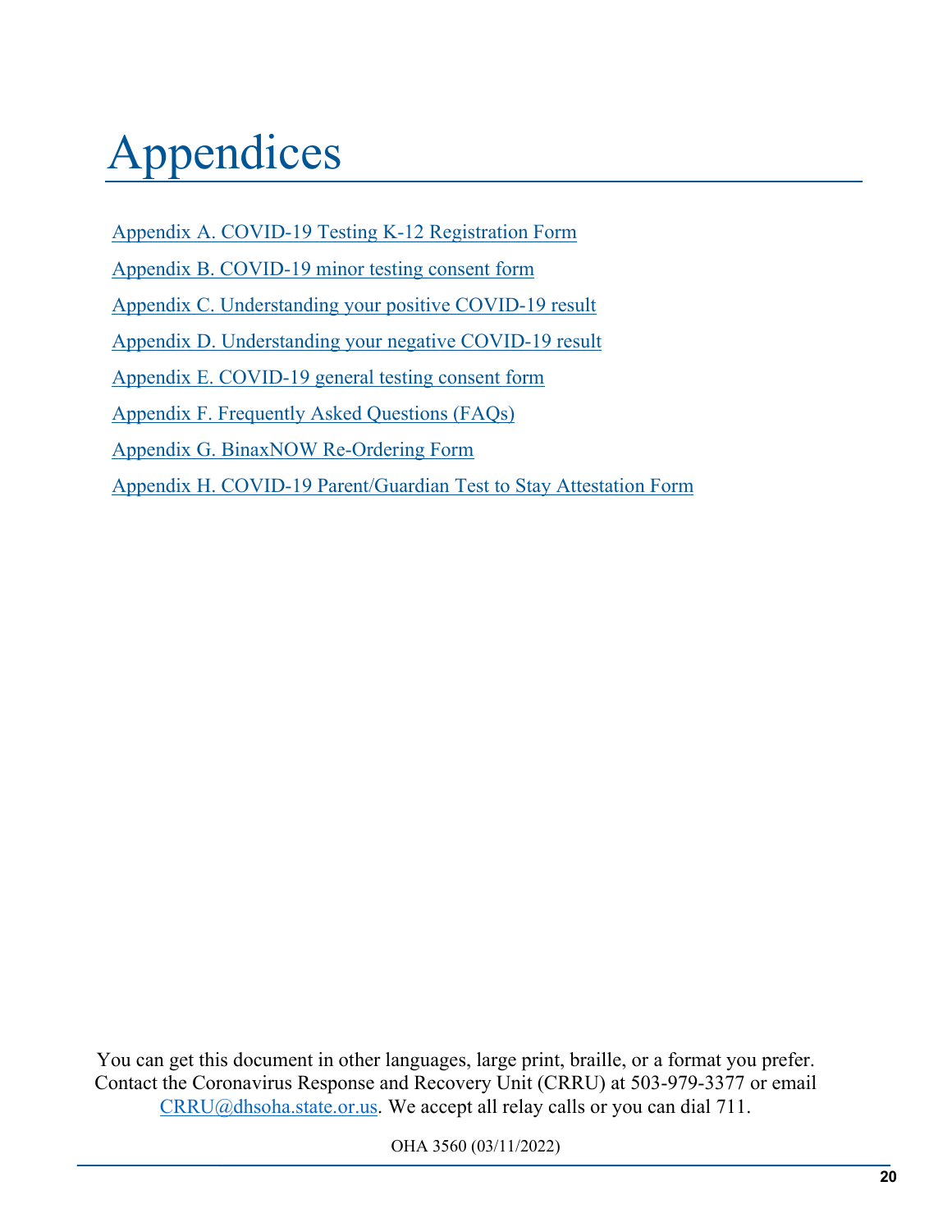# Appendices

Appendix A. COVID-19 Testing K-12 Registration Form

Appendix B. COVID-19 minor testing consent form

Appendix C. Understanding your positive COVID-19 result

Appendix D. Understanding your negative COVID-19 result

Appendix E. COVID-19 general testing consent form

Appendix F. Frequently Asked Questions (FAQs)

Appendix G. BinaxNOW Re-Ordering Form

Appendix H. COVID-19 Parent/Guardian Test to Stay Attestation Form

You can get this document in other languages, large print, braille, or a format you prefer. Contact the Coronavirus Response and Recovery Unit (CRRU) at 503-979-3377 or email CRRU@dhsoha.state.or.us. We accept all relay calls or you can dial 711.

OHA 3560 (03/11/2022)